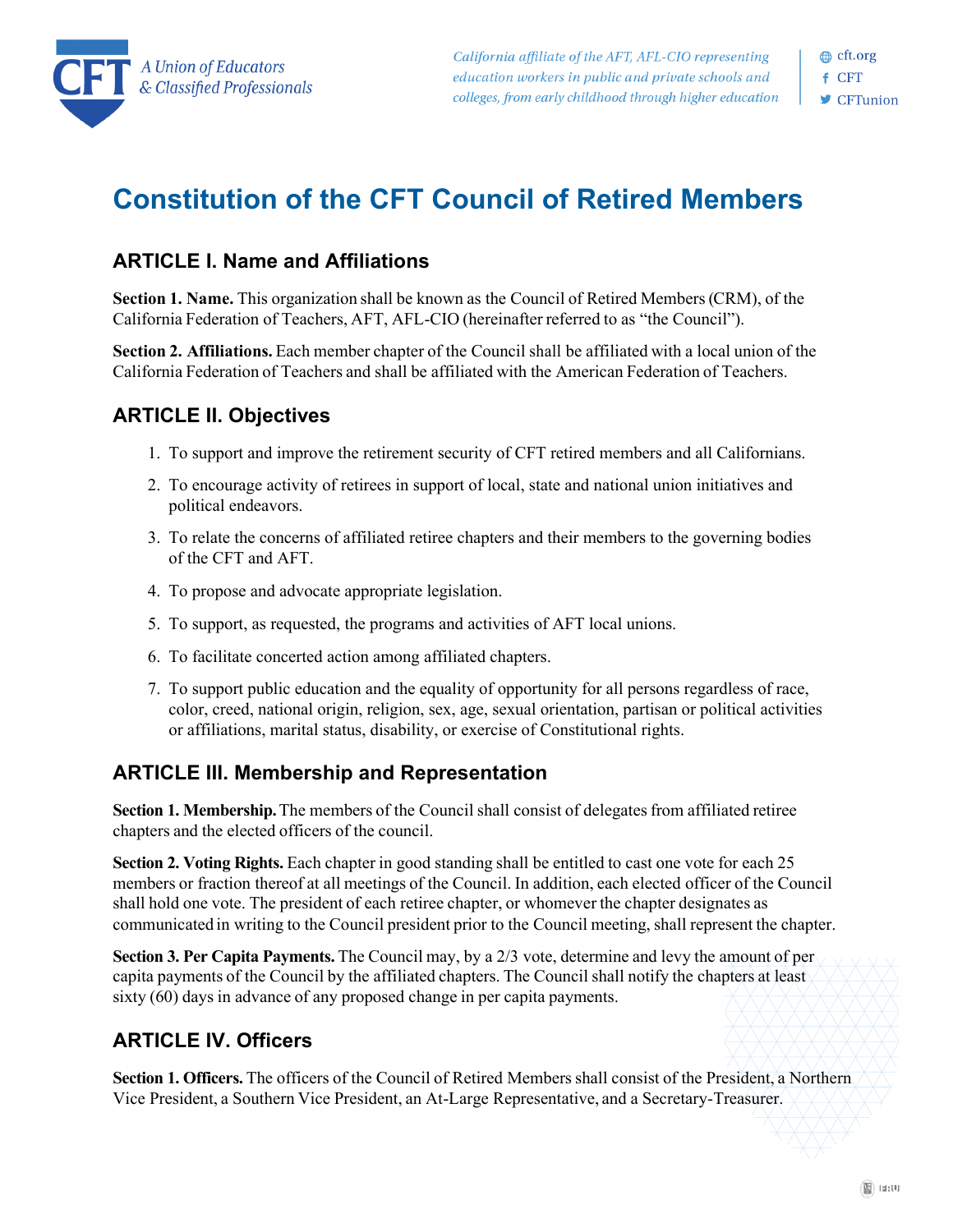# Constitution of the CFT Council of Retired Members

## ARTICLE I. Name and Affiliations

**Section 1. Name.** This organization shall be known as the Council of Retired Members (CRM), of the California Federation of Teachers, AFT, AFL-CIO (hereinafter referred to as "the Council").

**Section 2. Affiliations.** Each member chapter of the Council shall be affiliated with a local union of the California Federation of Teachers and shall be affiliated with the American Federation of Teachers.

## ARTICLE II. Objectives

1. To support and improve the retirement security of CFT retired members and all Californians.
2. To encourage activity of retirees in support of local, state and national union initiatives and political endeavors.
3. To relate the concerns of affiliated retiree chapters and their members to the governing bodies of the CFT and AFT.
4. To propose and advocate appropriate legislation.
5. To support, as requested, the programs and activities of AFT local unions.
6. To facilitate concerted action among affiliated chapters.
7. To support public education and the equality of opportunity for all persons regardless of race, color, creed, national origin, religion, sex, age, sexual orientation, partisan or political activities or affiliations, marital status, disability, or exercise of Constitutional rights.

## ARTICLE III. Membership and Representation

**Section 1. Membership.** The members of the Council shall consist of delegates from affiliated retiree chapters and the elected officers of the council.

**Section 2. Voting Rights.** Each chapter in good standing shall be entitled to cast one vote for each 25 members or fraction thereof at all meetings of the Council. In addition, each elected officer of the Council shall hold one vote. The president of each retiree chapter, or whomever the chapter designates as communicated in writing to the Council president prior to the Council meeting, shall represent the chapter.

**Section 3. Per Capita Payments.** The Council may, by a 2/3 vote, determine and levy the amount of per capita payments of the Council by the affiliated chapters. The Council shall notify the chapters at least sixty (60) days in advance of any proposed change in per capita payments.

## ARTICLE IV. Officers

**Section 1. Officers.** The officers of the Council of Retired Members shall consist of the President, a Northern Vice President, a Southern Vice President, an At-Large Representative, and a Secretary-Treasurer.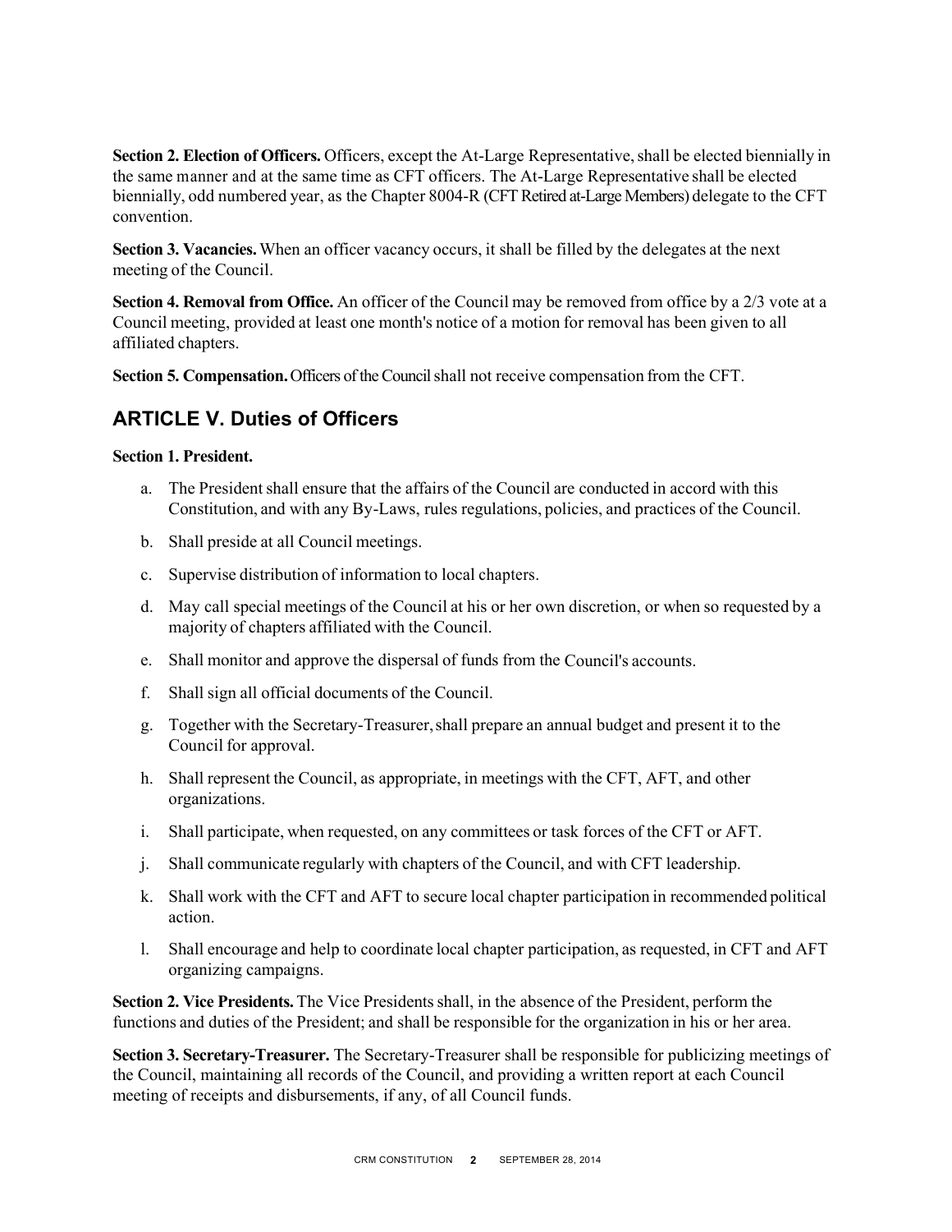**Section 2. Election of Officers.** Officers, except the At-Large Representative, shall be elected biennially in the same manner and at the same time as CFT officers. The At-Large Representative shall be elected biennially, odd numbered year, as the Chapter 8004-R (CFT Retired at-Large Members) delegate to the CFT convention.

**Section 3. Vacancies.** When an officer vacancy occurs, it shall be filled by the delegates at the next meeting of the Council.

**Section 4. Removal from Office.** An officer of the Council may be removed from office by a 2/3 vote at a Council meeting, provided at least one month's notice of a motion for removal has been given to all affiliated chapters.

**Section 5. Compensation.** Officers of the Council shall not receive compensation from the CFT.

## ARTICLE V. Duties of Officers

**Section 1. President.**

a. The President shall ensure that the affairs of the Council are conducted in accord with this Constitution, and with any By-Laws, rules regulations, policies, and practices of the Council.

b. Shall preside at all Council meetings.

c. Supervise distribution of information to local chapters.

d. May call special meetings of the Council at his or her own discretion, or when so requested by a majority of chapters affiliated with the Council.

e. Shall monitor and approve the dispersal of funds from the Council's accounts.

f. Shall sign all official documents of the Council.

g. Together with the Secretary-Treasurer, shall prepare an annual budget and present it to the Council for approval.

h. Shall represent the Council, as appropriate, in meetings with the CFT, AFT, and other organizations.

i. Shall participate, when requested, on any committees or task forces of the CFT or AFT.

j. Shall communicate regularly with chapters of the Council, and with CFT leadership.

k. Shall work with the CFT and AFT to secure local chapter participation in recommended political action.

l. Shall encourage and help to coordinate local chapter participation, as requested, in CFT and AFT organizing campaigns.

**Section 2. Vice Presidents.** The Vice Presidents shall, in the absence of the President, perform the functions and duties of the President; and shall be responsible for the organization in his or her area.

**Section 3. Secretary-Treasurer.** The Secretary-Treasurer shall be responsible for publicizing meetings of the Council, maintaining all records of the Council, and providing a written report at each Council meeting of receipts and disbursements, if any, of all Council funds.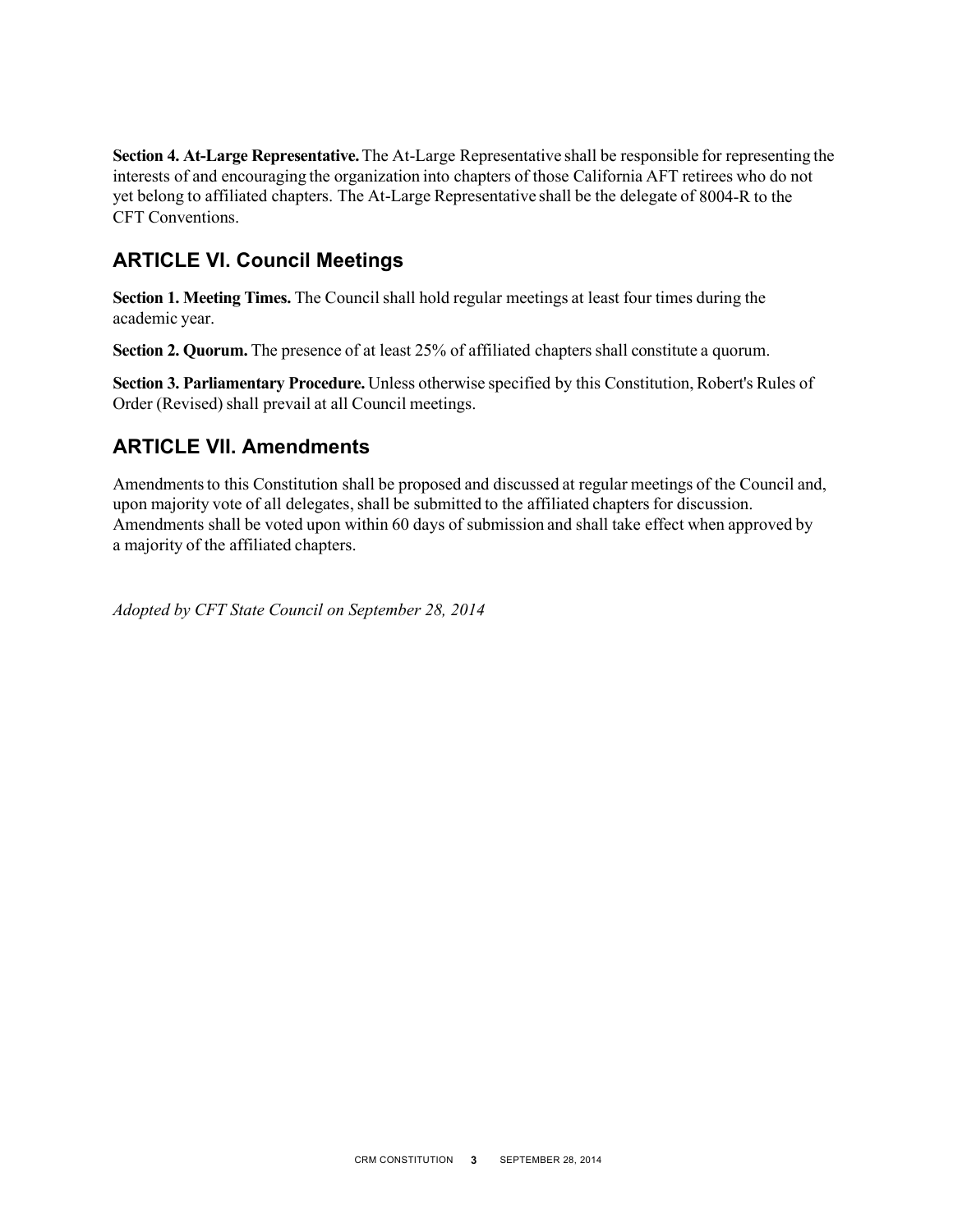**Section 4. At-Large Representative.** The At-Large Representative shall be responsible for representing the interests of and encouraging the organization into chapters of those California AFT retirees who do not yet belong to affiliated chapters. The At-Large Representative shall be the delegate of 8004-R to the CFT Conventions.

## ARTICLE VI. Council Meetings

**Section 1. Meeting Times.** The Council shall hold regular meetings at least four times during the academic year.

**Section 2. Quorum.** The presence of at least 25% of affiliated chapters shall constitute a quorum.

**Section 3. Parliamentary Procedure.** Unless otherwise specified by this Constitution, Robert's Rules of Order (Revised) shall prevail at all Council meetings.

## ARTICLE VII. Amendments

Amendments to this Constitution shall be proposed and discussed at regular meetings of the Council and, upon majority vote of all delegates, shall be submitted to the affiliated chapters for discussion. Amendments shall be voted upon within 60 days of submission and shall take effect when approved by a majority of the affiliated chapters.

*Adopted by CFT State Council on September 28, 2014*